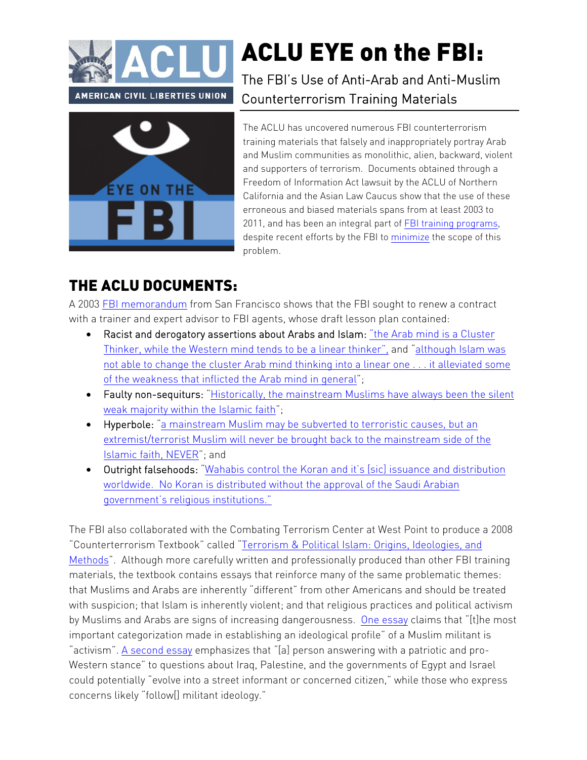# ACLU EYE on the FBI:

## The FBI's Use of Anti-Arab and Anti-Muslim Counterterrorism Training Materials

The ACLU has uncovered numerous FBI counterterrorism training materials that falsely and inappropriately portray Arab and Muslim communities as monolithic, alien, backward, violent and supporters of terrorism. Documents obtained through a Freedom of Information Act lawsuit by the ACLU of Northern California and the Asian Law Caucus show that the use of these erroneous and biased materials spans from at least 2003 to 2011, and has been an integral part of FBI training programs, despite recent efforts by the FBI to minimize the scope of this problem.

## THE ACLU DOCUMENTS:

A 2003 FBI memorandum from San Francisco shows that the FBI sought to renew a contract with a trainer and expert advisor to FBI agents, whose draft lesson plan contained:

- Racist and derogatory assertions about Arabs and Islam: "the Arab mind is a Cluster Thinker, while the Western mind tends to be a linear thinker", and "although Islam was not able to change the cluster Arab mind thinking into a linear one . . . it alleviated some of the weakness that inflicted the Arab mind in general";
- Faulty non-sequiturs: "Historically, the mainstream Muslims have always been the silent weak majority within the Islamic faith";
- Hyperbole: "a mainstream Muslim may be subverted to terroristic causes, but an extremist/terrorist Muslim will never be brought back to the mainstream side of the Islamic faith, NEVER"; and
- Outright falsehoods: "Wahabis control the Koran and it's [sic] issuance and distribution worldwide. No Koran is distributed without the approval of the Saudi Arabian government's religious institutions."

The FBI also collaborated with the Combating Terrorism Center at West Point to produce a 2008 "Counterterrorism Textbook" called "Terrorism & Political Islam: Origins, Ideologies, and Methods". Although more carefully written and professionally produced than other FBI training materials, the textbook contains essays that reinforce many of the same problematic themes: that Muslims and Arabs are inherently "different" from other Americans and should be treated with suspicion; that Islam is inherently violent; and that religious practices and political activism by Muslims and Arabs are signs of increasing dangerousness. One essay claims that "[t]he most important categorization made in establishing an ideological profile" of a Muslim militant is "activism". A second essay emphasizes that "[a] person answering with a patriotic and pro-Western stance" to questions about Iraq, Palestine, and the governments of Egypt and Israel could potentially "evolve into a street informant or concerned citizen," while those who express concerns likely "follow[] militant ideology."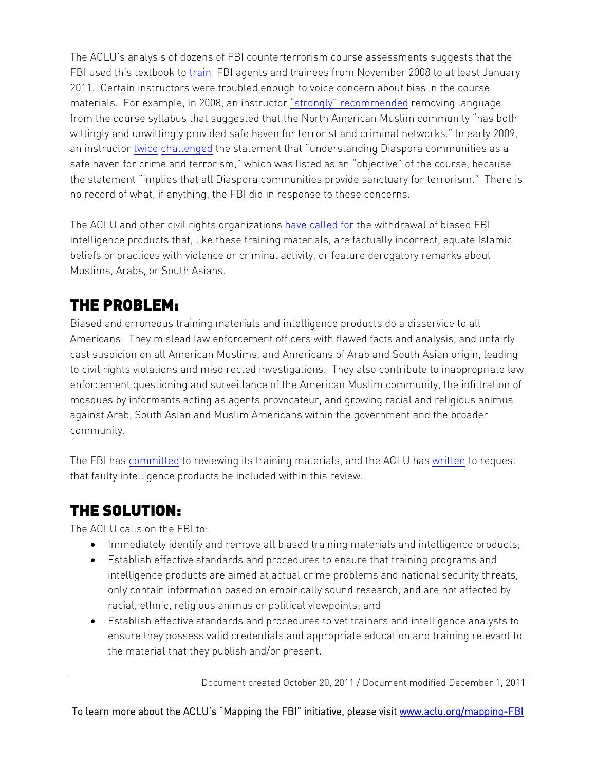The ACLU's analysis of dozens of FBI counterterrorism course assessments suggests that the FBI used this textbook to train FBI agents and trainees from November 2008 to at least January 2011. Certain instructors were troubled enough to voice concern about bias in the course materials. For example, in 2008, an instructor "strongly" recommended removing language from the course syllabus that suggested that the North American Muslim community "has both wittingly and unwittingly provided safe haven for terrorist and criminal networks." In early 2009, an instructor twice challenged the statement that "understanding Diaspora communities as a safe haven for crime and terrorism," which was listed as an "objective" of the course, because the statement "implies that all Diaspora communities provide sanctuary for terrorism." There is no record of what, if anything, the FBI did in response to these concerns.

The ACLU and other civil rights organizations have called for the withdrawal of biased FBI intelligence products that, like these training materials, are factually incorrect, equate Islamic beliefs or practices with violence or criminal activity, or feature derogatory remarks about Muslims, Arabs, or South Asians.

## THE PROBLEM:

Biased and erroneous training materials and intelligence products do a disservice to all Americans. They mislead law enforcement officers with flawed facts and analysis, and unfairly cast suspicion on all American Muslims, and Americans of Arab and South Asian origin, leading to civil rights violations and misdirected investigations. They also contribute to inappropriate law enforcement questioning and surveillance of the American Muslim community, the infiltration of mosques by informants acting as agents provocateur, and growing racial and religious animus against Arab, South Asian and Muslim Americans within the government and the broader community.

The FBI has committed to reviewing its training materials, and the ACLU has written to request that faulty intelligence products be included within this review.

## THE SOLUTION:

The ACLU calls on the FBI to:

- Immediately identify and remove all biased training materials and intelligence products;
- Establish effective standards and procedures to ensure that training programs and intelligence products are aimed at actual crime problems and national security threats, only contain information based on empirically sound research, and are not affected by racial, ethnic, religious animus or political viewpoints; and
- Establish effective standards and procedures to vet trainers and intelligence analysts to ensure they possess valid credentials and appropriate education and training relevant to the material that they publish and/or present.

Document created October 20, 2011 / Document modified December 1, 2011

To learn more about the ACLU's "Mapping the FBI" initiative, please visit www.aclu.org/mapping-FBI